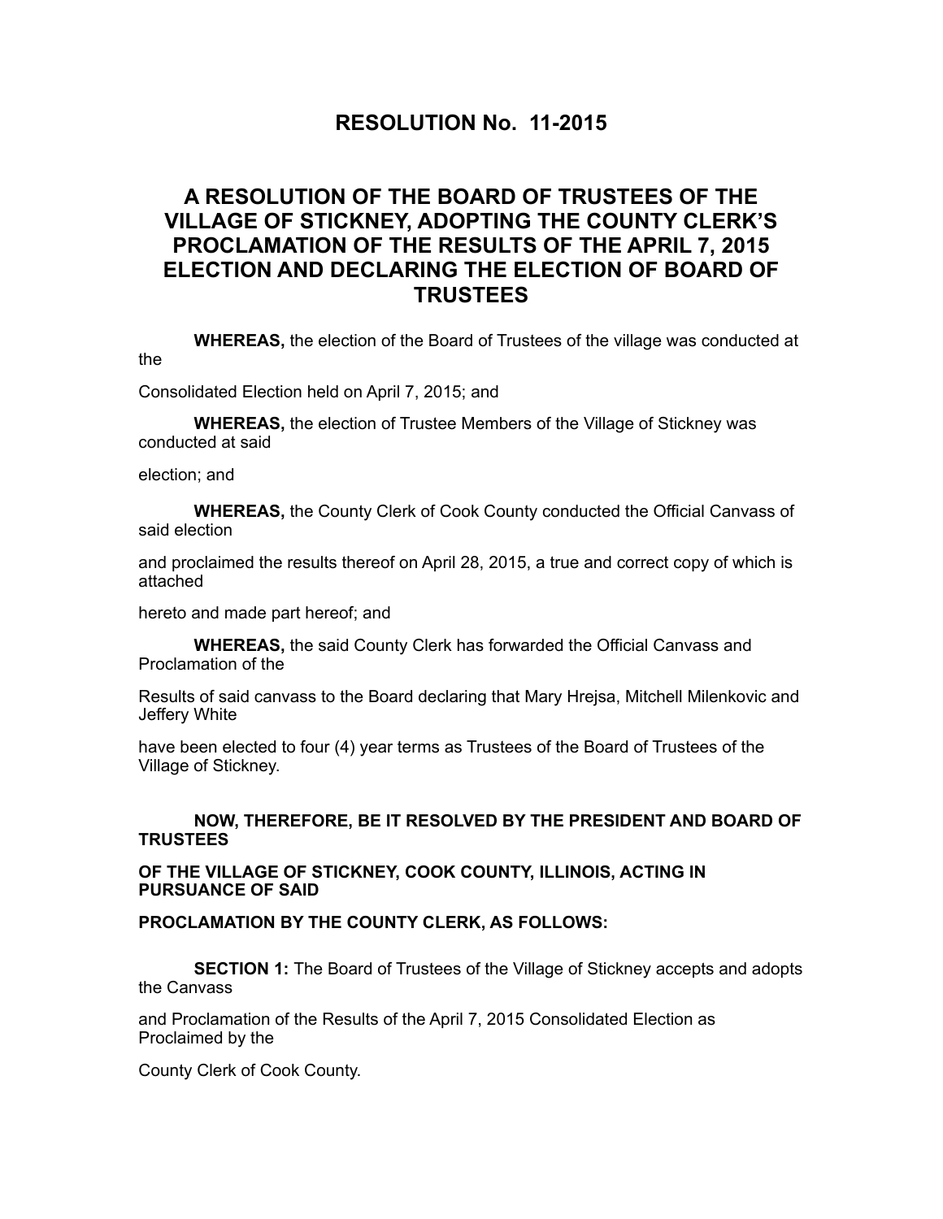# RESOLUTION No. 11-2015

## A RESOLUTION OF THE BOARD OF TRUSTEES OF THE VILLAGE OF STICKNEY, ADOPTING THE COUNTY CLERK'S PROCLAMATION OF THE RESULTS OF THE APRIL 7, 2015 ELECTION AND DECLARING THE ELECTION OF BOARD OF TRUSTEES

**WHEREAS,** the election of the Board of Trustees of the village was conducted at the Consolidated Election held on April 7, 2015; and

**WHEREAS,** the election of Trustee Members of the Village of Stickney was conducted at said election; and

**WHEREAS,** the County Clerk of Cook County conducted the Official Canvass of said election and proclaimed the results thereof on April 28, 2015, a true and correct copy of which is attached hereto and made part hereof; and

**WHEREAS,** the said County Clerk has forwarded the Official Canvass and Proclamation of the Results of said canvass to the Board declaring that Mary Hrejsa, Mitchell Milenkovic and Jeffery White have been elected to four (4) year terms as Trustees of the Board of Trustees of the Village of Stickney.

**NOW, THEREFORE, BE IT RESOLVED BY THE PRESIDENT AND BOARD OF TRUSTEES OF THE VILLAGE OF STICKNEY, COOK COUNTY, ILLINOIS, ACTING IN PURSUANCE OF SAID PROCLAMATION BY THE COUNTY CLERK, AS FOLLOWS:**

**SECTION 1:** The Board of Trustees of the Village of Stickney accepts and adopts the Canvass and Proclamation of the Results of the April 7, 2015 Consolidated Election as Proclaimed by the County Clerk of Cook County.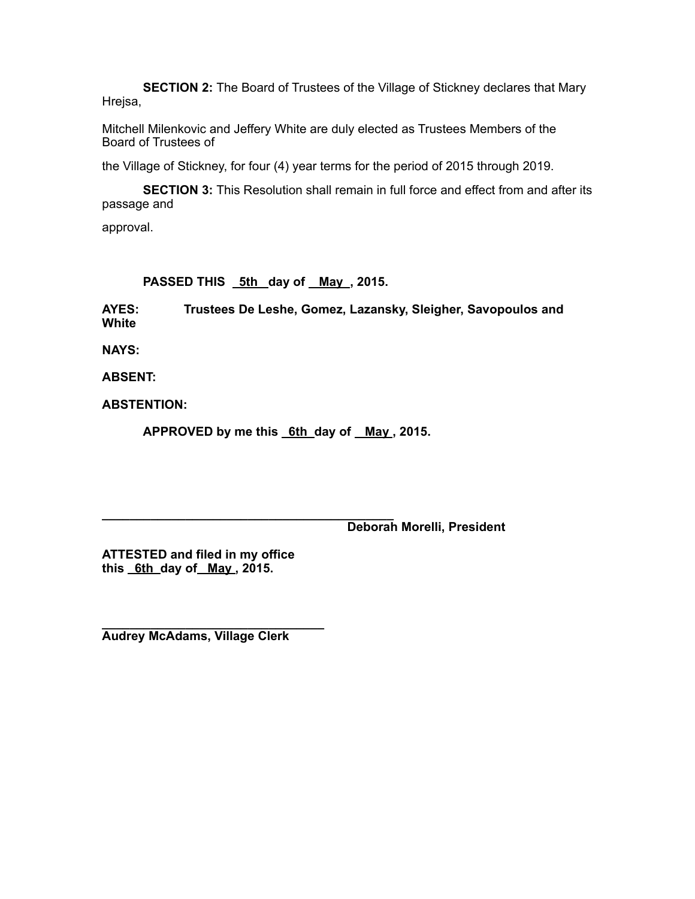**SECTION 2:** The Board of Trustees of the Village of Stickney declares that Mary Hrejsa, Mitchell Milenkovic and Jeffery White are duly elected as Trustees Members of the Board of Trustees of the Village of Stickney, for four (4) year terms for the period of 2015 through 2019.

**SECTION 3:** This Resolution shall remain in full force and effect from and after its passage and approval.

**PASSED THIS 5th day of May, 2015.**

**AYES:** **Trustees De Leshe, Gomez, Lazansky, Sleigher, Savopoulos and White**

**NAYS:**

**ABSENT:**

**ABSTENTION:**

**APPROVED by me this 6th day of May, 2015.**

\_\_\_\_\_\_\_\_\_\_\_\_\_\_\_\_\_\_\_\_\_\_\_\_\_\_\_\_\_\_\_\_\_\_\_\_\_\_\_\_\_\_\_\_

**Deborah Morelli, President**

**ATTESTED and filed in my office this 6th day of May, 2015.**

\_\_\_\_\_\_\_\_\_\_\_\_\_\_\_\_\_\_\_\_\_\_\_\_\_\_\_\_\_\_\_\_\_\_

**Audrey McAdams, Village Clerk**